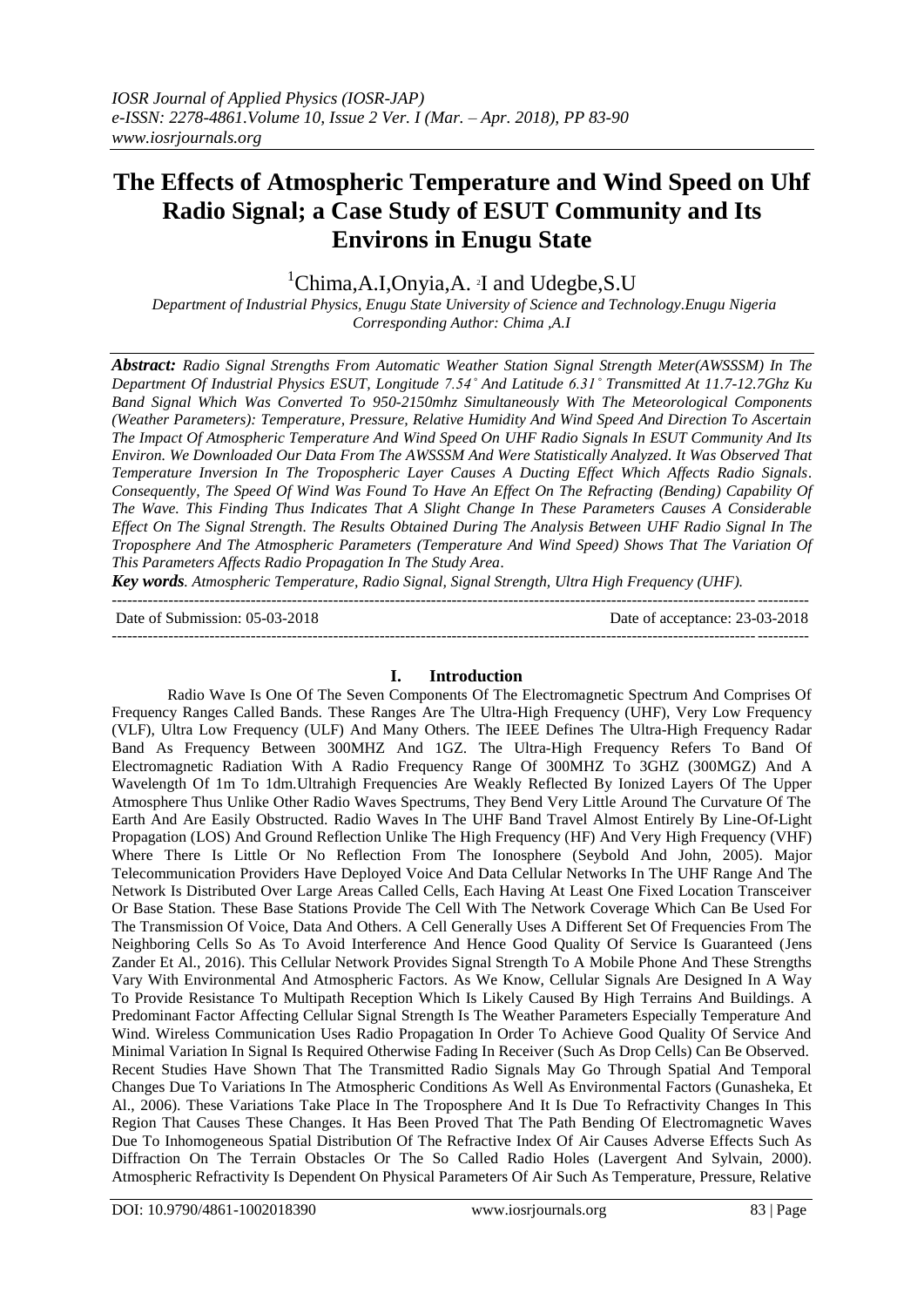# The Effects of Atmospheric Temperature and Wind Speed on Uhf Radio Signal; a Case Study of ESUT Community and Its Environs in Enugu State

[1]Chima,A.I,Onyia,A. [2]I and Udegbe,S.U

*Department of Industrial Physics, Enugu State University of Science and Technology.Enugu Nigeria*
*Corresponding Author: Chima ,A.I*

***Abstract:*** *Radio Signal Strengths From Automatic Weather Station Signal Strength Meter(AWSSSM) In The Department Of Industrial Physics ESUT, Longitude 7.54˚ And Latitude 6.31˚ Transmitted At 11.7-12.7Ghz Ku Band Signal Which Was Converted To 950-2150mhz Simultaneously With The Meteorological Components (Weather Parameters): Temperature, Pressure, Relative Humidity And Wind Speed And Direction To Ascertain The Impact Of Atmospheric Temperature And Wind Speed On UHF Radio Signals In ESUT Community And Its Environ. We Downloaded Our Data From The AWSSSM And Were Statistically Analyzed. It Was Observed That Temperature Inversion In The Tropospheric Layer Causes A Ducting Effect Which Affects Radio Signals. Consequently, The Speed Of Wind Was Found To Have An Effect On The Refracting (Bending) Capability Of The Wave. This Finding Thus Indicates That A Slight Change In These Parameters Causes A Considerable Effect On The Signal Strength. The Results Obtained During The Analysis Between UHF Radio Signal In The Troposphere And The Atmospheric Parameters (Temperature And Wind Speed) Shows That The Variation Of This Parameters Affects Radio Propagation In The Study Area.*

***Key words****. Atmospheric Temperature, Radio Signal, Signal Strength, Ultra High Frequency (UHF).*

---

Date of Submission: 05-03-2018 Date of acceptance: 23-03-2018

---

## I. Introduction

Radio Wave Is One Of The Seven Components Of The Electromagnetic Spectrum And Comprises Of Frequency Ranges Called Bands. These Ranges Are The Ultra-High Frequency (UHF), Very Low Frequency (VLF), Ultra Low Frequency (ULF) And Many Others. The IEEE Defines The Ultra-High Frequency Radar Band As Frequency Between 300MHZ And 1GZ. The Ultra-High Frequency Refers To Band Of Electromagnetic Radiation With A Radio Frequency Range Of 300MHZ To 3GHZ (300MGZ) And A Wavelength Of 1m To 1dm.Ultrahigh Frequencies Are Weakly Reflected By Ionized Layers Of The Upper Atmosphere Thus Unlike Other Radio Waves Spectrums, They Bend Very Little Around The Curvature Of The Earth And Are Easily Obstructed. Radio Waves In The UHF Band Travel Almost Entirely By Line-Of-Light Propagation (LOS) And Ground Reflection Unlike The High Frequency (HF) And Very High Frequency (VHF) Where There Is Little Or No Reflection From The Ionosphere (Seybold And John, 2005). Major Telecommunication Providers Have Deployed Voice And Data Cellular Networks In The UHF Range And The Network Is Distributed Over Large Areas Called Cells, Each Having At Least One Fixed Location Transceiver Or Base Station. These Base Stations Provide The Cell With The Network Coverage Which Can Be Used For The Transmission Of Voice, Data And Others. A Cell Generally Uses A Different Set Of Frequencies From The Neighboring Cells So As To Avoid Interference And Hence Good Quality Of Service Is Guaranteed (Jens Zander Et Al., 2016). This Cellular Network Provides Signal Strength To A Mobile Phone And These Strengths Vary With Environmental And Atmospheric Factors. As We Know, Cellular Signals Are Designed In A Way To Provide Resistance To Multipath Reception Which Is Likely Caused By High Terrains And Buildings. A Predominant Factor Affecting Cellular Signal Strength Is The Weather Parameters Especially Temperature And Wind. Wireless Communication Uses Radio Propagation In Order To Achieve Good Quality Of Service And Minimal Variation In Signal Is Required Otherwise Fading In Receiver (Such As Drop Cells) Can Be Observed. Recent Studies Have Shown That The Transmitted Radio Signals May Go Through Spatial And Temporal Changes Due To Variations In The Atmospheric Conditions As Well As Environmental Factors (Gunasheka, Et Al., 2006). These Variations Take Place In The Troposphere And It Is Due To Refractivity Changes In This Region That Causes These Changes. It Has Been Proved That The Path Bending Of Electromagnetic Waves Due To Inhomogeneous Spatial Distribution Of The Refractive Index Of Air Causes Adverse Effects Such As Diffraction On The Terrain Obstacles Or The So Called Radio Holes (Lavergent And Sylvain, 2000). Atmospheric Refractivity Is Dependent On Physical Parameters Of Air Such As Temperature, Pressure, Relative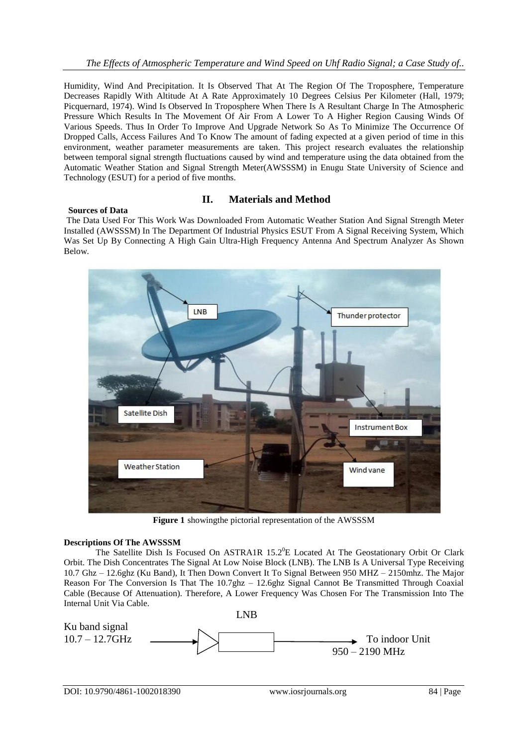Humidity, Wind And Precipitation. It Is Observed That At The Region Of The Troposphere, Temperature Decreases Rapidly With Altitude At A Rate Approximately 10 Degrees Celsius Per Kilometer (Hall, 1979; Picquernard, 1974). Wind Is Observed In Troposphere When There Is A Resultant Charge In The Atmospheric Pressure Which Results In The Movement Of Air From A Lower To A Higher Region Causing Winds Of Various Speeds. Thus In Order To Improve And Upgrade Network So As To Minimize The Occurrence Of Dropped Calls, Access Failures And To Know The amount of fading expected at a given period of time in this environment, weather parameter measurements are taken. This project research evaluates the relationship between temporal signal strength fluctuations caused by wind and temperature using the data obtained from the Automatic Weather Station and Signal Strength Meter(AWSSSM) in Enugu State University of Science and Technology (ESUT) for a period of five months.

## II. Materials and Method

**Sources of Data**

The Data Used For This Work Was Downloaded From Automatic Weather Station And Signal Strength Meter Installed (AWSSSM) In The Department Of Industrial Physics ESUT From A Signal Receiving System, Which Was Set Up By Connecting A High Gain Ultra-High Frequency Antenna And Spectrum Analyzer As Shown Below.

**Figure 1** showingthe pictorial representation of the AWSSSM

**Descriptions Of The AWSSSM**

The Satellite Dish Is Focused On ASTRA1R 15.2$^{0}$E Located At The Geostationary Orbit Or Clark Orbit. The Dish Concentrates The Signal At Low Noise Block (LNB). The LNB Is A Universal Type Receiving 10.7 Ghz – 12.6ghz (Ku Band), It Then Down Convert It To Signal Between 950 MHZ – 2150mhz. The Major Reason For The Conversion Is That The 10.7ghz – 12.6ghz Signal Cannot Be Transmitted Through Coaxial Cable (Because Of Attenuation). Therefore, A Lower Frequency Was Chosen For The Transmission Into The Internal Unit Via Cable.

Ku band signal 10.7 – 12.7GHz → LNB → To indoor Unit 950 – 2190 MHz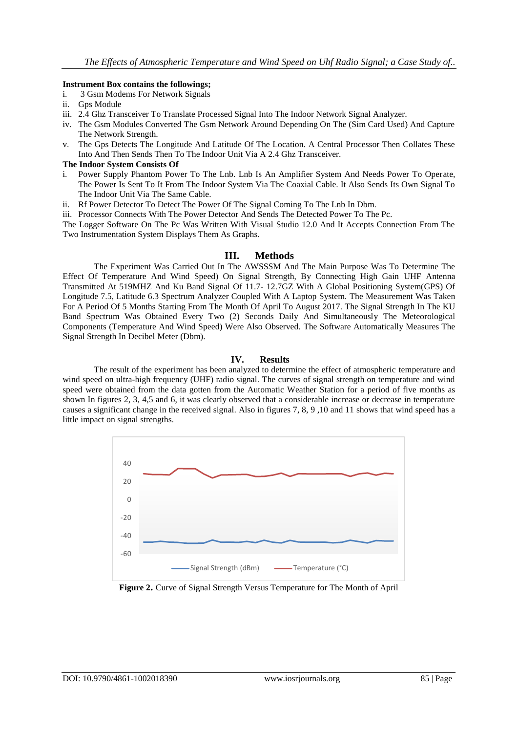**Instrument Box contains the followings;**

i. 3 Gsm Modems For Network Signals
ii. Gps Module
iii. 2.4 Ghz Transceiver To Translate Processed Signal Into The Indoor Network Signal Analyzer.
iv. The Gsm Modules Converted The Gsm Network Around Depending On The (Sim Card Used) And Capture The Network Strength.
v. The Gps Detects The Longitude And Latitude Of The Location. A Central Processor Then Collates These Into And Then Sends Then To The Indoor Unit Via A 2.4 Ghz Transceiver.

**The Indoor System Consists Of**

i. Power Supply Phantom Power To The Lnb. Lnb Is An Amplifier System And Needs Power To Operate, The Power Is Sent To It From The Indoor System Via The Coaxial Cable. It Also Sends Its Own Signal To The Indoor Unit Via The Same Cable.
ii. Rf Power Detector To Detect The Power Of The Signal Coming To The Lnb In Dbm.
iii. Processor Connects With The Power Detector And Sends The Detected Power To The Pc.

The Logger Software On The Pc Was Written With Visual Studio 12.0 And It Accepts Connection From The Two Instrumentation System Displays Them As Graphs.

## III. Methods

The Experiment Was Carried Out In The AWSSSM And The Main Purpose Was To Determine The Effect Of Temperature And Wind Speed) On Signal Strength, By Connecting High Gain UHF Antenna Transmitted At 519MHZ And Ku Band Signal Of 11.7- 12.7GZ With A Global Positioning System(GPS) Of Longitude 7.5, Latitude 6.3 Spectrum Analyzer Coupled With A Laptop System. The Measurement Was Taken For A Period Of 5 Months Starting From The Month Of April To August 2017. The Signal Strength In The KU Band Spectrum Was Obtained Every Two (2) Seconds Daily And Simultaneously The Meteorological Components (Temperature And Wind Speed) Were Also Observed. The Software Automatically Measures The Signal Strength In Decibel Meter (Dbm).

## IV. Results

The result of the experiment has been analyzed to determine the effect of atmospheric temperature and wind speed on ultra-high frequency (UHF) radio signal. The curves of signal strength on temperature and wind speed were obtained from the data gotten from the Automatic Weather Station for a period of five months as shown In figures 2, 3, 4,5 and 6, it was clearly observed that a considerable increase or decrease in temperature causes a significant change in the received signal. Also in figures 7, 8, 9 ,10 and 11 shows that wind speed has a little impact on signal strengths.

**Figure 2.** Curve of Signal Strength Versus Temperature for The Month of April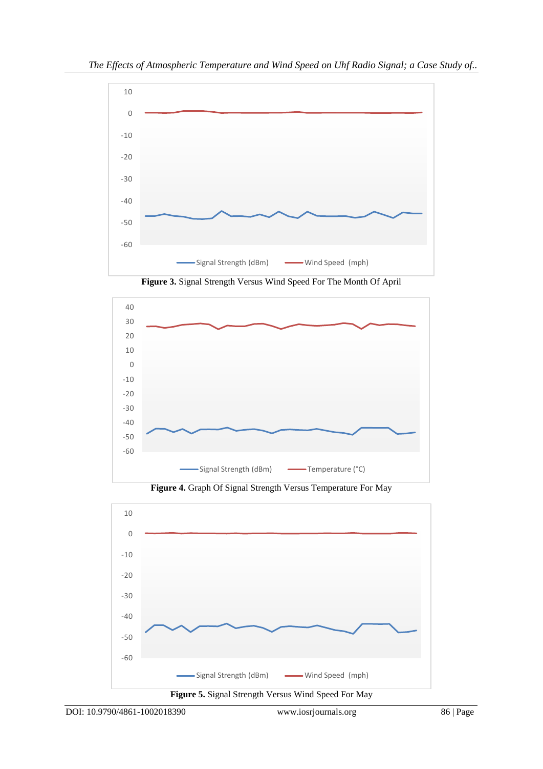**Figure 3.** Signal Strength Versus Wind Speed For The Month Of April

**Figure 4.** Graph Of Signal Strength Versus Temperature For May

**Figure 5.** Signal Strength Versus Wind Speed For May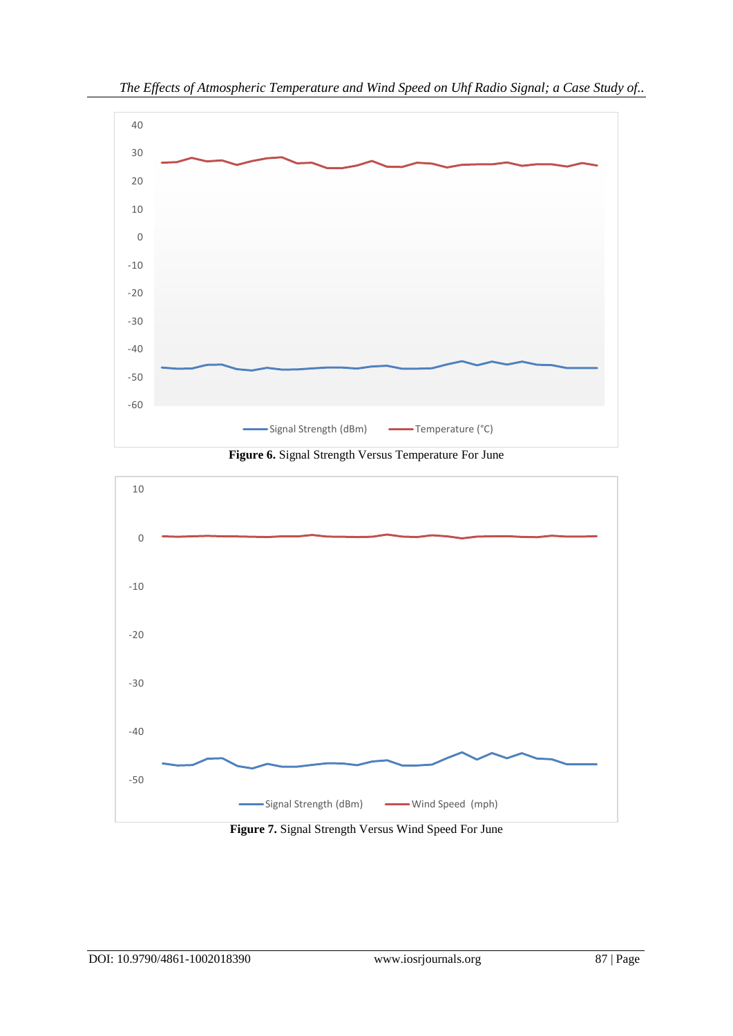Figure 6. Signal Strength Versus Temperature For June

Figure 7. Signal Strength Versus Wind Speed For June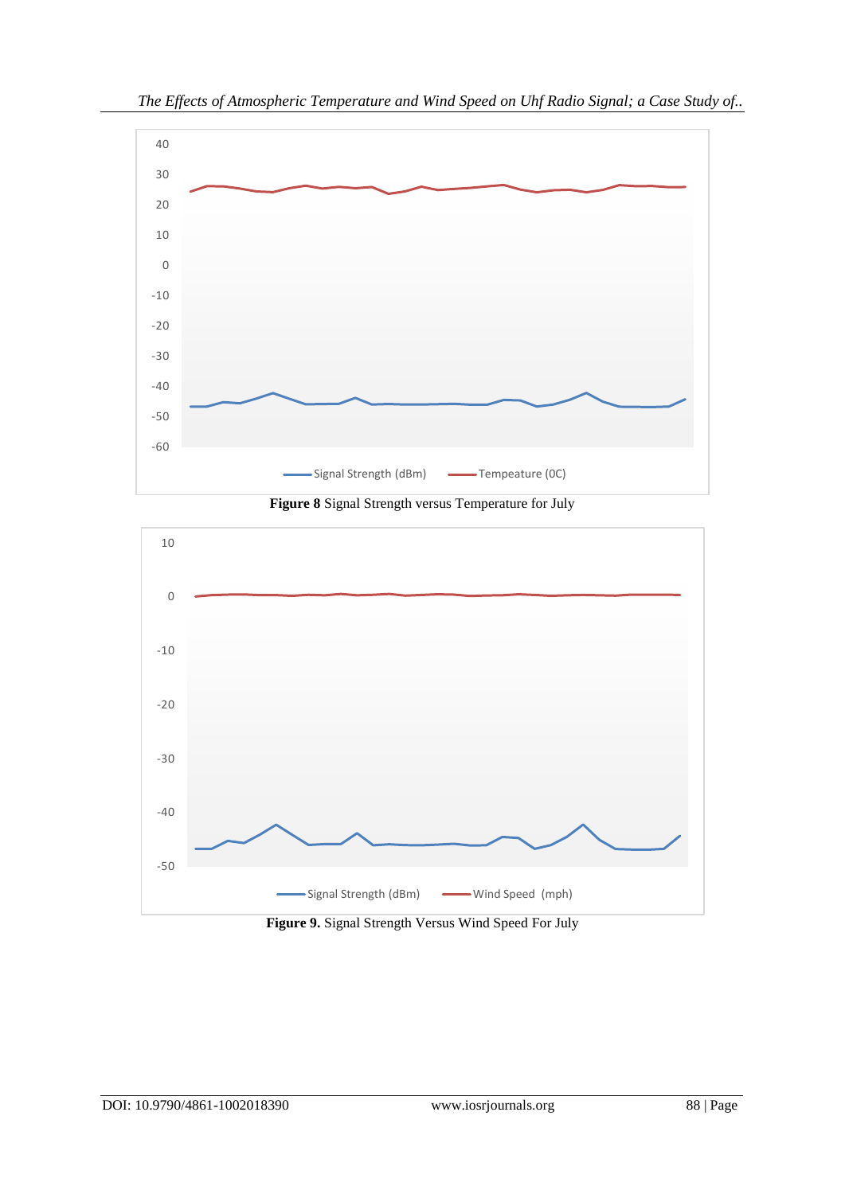**Figure 8** Signal Strength versus Temperature for July

**Figure 9.** Signal Strength Versus Wind Speed For July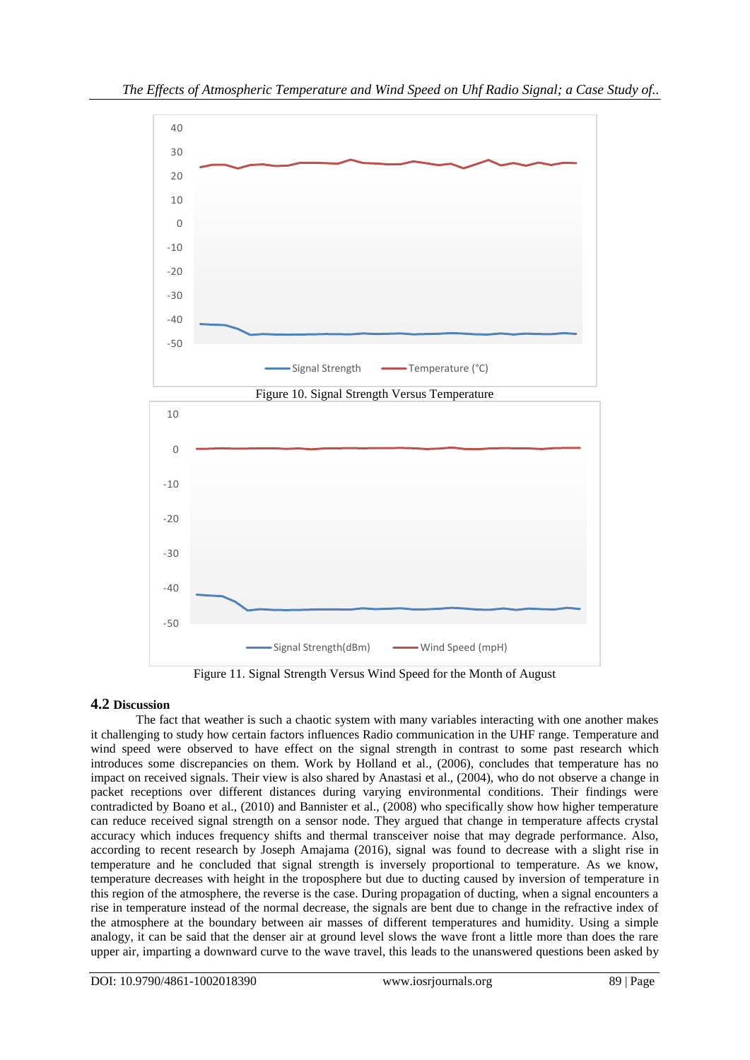Figure 10. Signal Strength Versus Temperature

Figure 11. Signal Strength Versus Wind Speed for the Month of August

## 4.2 Discussion

The fact that weather is such a chaotic system with many variables interacting with one another makes it challenging to study how certain factors influences Radio communication in the UHF range. Temperature and wind speed were observed to have effect on the signal strength in contrast to some past research which introduces some discrepancies on them. Work by Holland et al., (2006), concludes that temperature has no impact on received signals. Their view is also shared by Anastasi et al., (2004), who do not observe a change in packet receptions over different distances during varying environmental conditions. Their findings were contradicted by Boano et al., (2010) and Bannister et al., (2008) who specifically show how higher temperature can reduce received signal strength on a sensor node. They argued that change in temperature affects crystal accuracy which induces frequency shifts and thermal transceiver noise that may degrade performance. Also, according to recent research by Joseph Amajama (2016), signal was found to decrease with a slight rise in temperature and he concluded that signal strength is inversely proportional to temperature. As we know, temperature decreases with height in the troposphere but due to ducting caused by inversion of temperature in this region of the atmosphere, the reverse is the case. During propagation of ducting, when a signal encounters a rise in temperature instead of the normal decrease, the signals are bent due to change in the refractive index of the atmosphere at the boundary between air masses of different temperatures and humidity. Using a simple analogy, it can be said that the denser air at ground level slows the wave front a little more than does the rare upper air, imparting a downward curve to the wave travel, this leads to the unanswered questions been asked by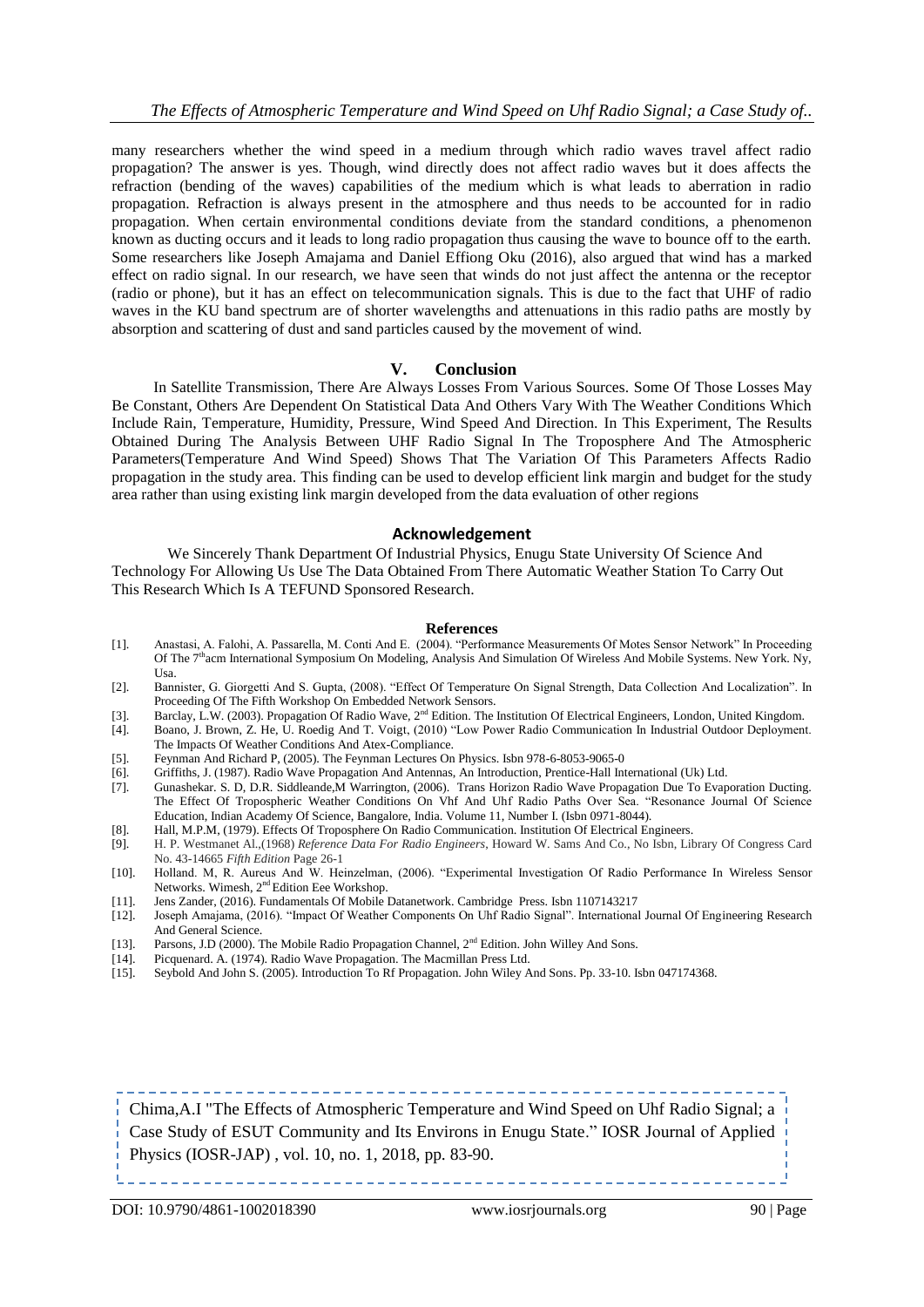many researchers whether the wind speed in a medium through which radio waves travel affect radio propagation? The answer is yes. Though, wind directly does not affect radio waves but it does affects the refraction (bending of the waves) capabilities of the medium which is what leads to aberration in radio propagation. Refraction is always present in the atmosphere and thus needs to be accounted for in radio propagation. When certain environmental conditions deviate from the standard conditions, a phenomenon known as ducting occurs and it leads to long radio propagation thus causing the wave to bounce off to the earth. Some researchers like Joseph Amajama and Daniel Effiong Oku (2016), also argued that wind has a marked effect on radio signal. In our research, we have seen that winds do not just affect the antenna or the receptor (radio or phone), but it has an effect on telecommunication signals. This is due to the fact that UHF of radio waves in the KU band spectrum are of shorter wavelengths and attenuations in this radio paths are mostly by absorption and scattering of dust and sand particles caused by the movement of wind.

## V. Conclusion

In Satellite Transmission, There Are Always Losses From Various Sources. Some Of Those Losses May Be Constant, Others Are Dependent On Statistical Data And Others Vary With The Weather Conditions Which Include Rain, Temperature, Humidity, Pressure, Wind Speed And Direction. In This Experiment, The Results Obtained During The Analysis Between UHF Radio Signal In The Troposphere And The Atmospheric Parameters(Temperature And Wind Speed) Shows That The Variation Of This Parameters Affects Radio propagation in the study area. This finding can be used to develop efficient link margin and budget for the study area rather than using existing link margin developed from the data evaluation of other regions

## Acknowledgement

We Sincerely Thank Department Of Industrial Physics, Enugu State University Of Science And Technology For Allowing Us Use The Data Obtained From There Automatic Weather Station To Carry Out This Research Which Is A TEFUND Sponsored Research.

## References

[1]. Anastasi, A. Falohi, A. Passarella, M. Conti And E. (2004). "Performance Measurements Of Motes Sensor Network" In Proceeding Of The 7thacm International Symposium On Modeling, Analysis And Simulation Of Wireless And Mobile Systems. New York. Ny, Usa.

[2]. Bannister, G. Giorgetti And S. Gupta, (2008). "Effect Of Temperature On Signal Strength, Data Collection And Localization". In Proceeding Of The Fifth Workshop On Embedded Network Sensors.

[3]. Barclay, L.W. (2003). Propagation Of Radio Wave, 2nd Edition. The Institution Of Electrical Engineers, London, United Kingdom.

[4]. Boano, J. Brown, Z. He, U. Roedig And T. Voigt, (2010) "Low Power Radio Communication In Industrial Outdoor Deployment. The Impacts Of Weather Conditions And Atex-Compliance.

[5]. Feynman And Richard P, (2005). The Feynman Lectures On Physics. Isbn 978-6-8053-9065-0

[6]. Griffiths, J. (1987). Radio Wave Propagation And Antennas, An Introduction, Prentice-Hall International (Uk) Ltd.

[7]. Gunashekar. S. D, D.R. Siddleande,M Warrington, (2006). Trans Horizon Radio Wave Propagation Due To Evaporation Ducting. The Effect Of Tropospheric Weather Conditions On Vhf And Uhf Radio Paths Over Sea. "Resonance Journal Of Science Education, Indian Academy Of Science, Bangalore, India. Volume 11, Number I. (Isbn 0971-8044).

[8]. Hall, M.P.M, (1979). Effects Of Troposphere On Radio Communication. Institution Of Electrical Engineers.

[9]. H. P. Westmanet Al.,(1968) *Reference Data For Radio Engineers*, Howard W. Sams And Co., No Isbn, Library Of Congress Card No. 43-14665 *Fifth Edition* Page 26-1

[10]. Holland. M, R. Aureus And W. Heinzelman, (2006). "Experimental Investigation Of Radio Performance In Wireless Sensor Networks. Wimesh, 2nd Edition Eee Workshop.

[11]. Jens Zander, (2016). Fundamentals Of Mobile Datanetwork. Cambridge Press. Isbn 1107143217

[12]. Joseph Amajama, (2016). "Impact Of Weather Components On Uhf Radio Signal". International Journal Of Engineering Research And General Science.

[13]. Parsons, J.D (2000). The Mobile Radio Propagation Channel, 2nd Edition. John Willey And Sons.

[14]. Picquenard. A. (1974). Radio Wave Propagation. The Macmillan Press Ltd.

[15]. Seybold And John S. (2005). Introduction To Rf Propagation. John Wiley And Sons. Pp. 33-10. Isbn 047174368.

Chima,A.I "The Effects of Atmospheric Temperature and Wind Speed on Uhf Radio Signal; a Case Study of ESUT Community and Its Environs in Enugu State." IOSR Journal of Applied Physics (IOSR-JAP) , vol. 10, no. 1, 2018, pp. 83-90.